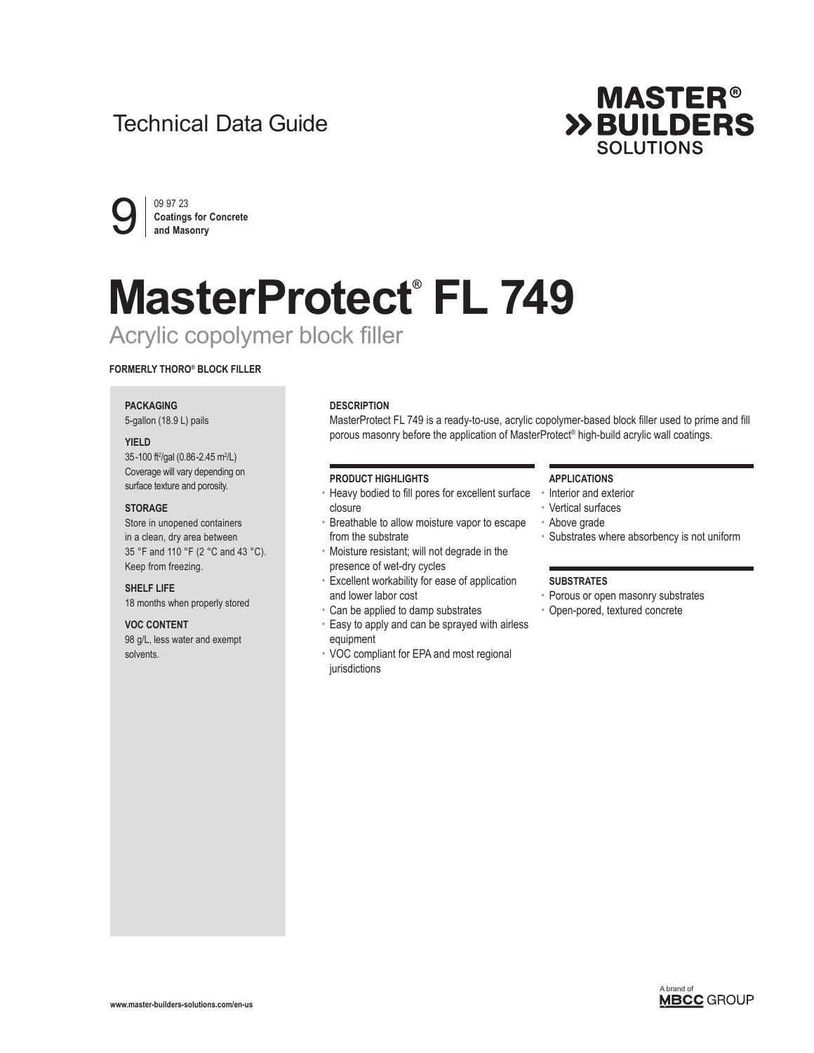Technical Data Guide

MASTER® BUILDERS SOLUTIONS

9 | 09 97 23
**Coatings for Concrete and Masonry**

# MasterProtect® FL 749

## Acrylic copolymer block filler

**FORMERLY THORO® BLOCK FILLER**

**PACKAGING**
5-gallon (18.9 L) pails

**YIELD**
35-100 $ft^2$/gal (0.86-2.45 $m^2$/L)
Coverage will vary depending on surface texture and porosity.

**STORAGE**
Store in unopened containers in a clean, dry area between 35 °F and 110 °F (2 °C and 43 °C). Keep from freezing.

**SHELF LIFE**
18 months when properly stored

**VOC CONTENT**
98 g/L, less water and exempt solvents.

**DESCRIPTION**

MasterProtect FL 749 is a ready-to-use, acrylic copolymer-based block filler used to prime and fill porous masonry before the application of MasterProtect® high-build acrylic wall coatings.

**PRODUCT HIGHLIGHTS**

- Heavy bodied to fill pores for excellent surface closure
- Breathable to allow moisture vapor to escape from the substrate
- Moisture resistant; will not degrade in the presence of wet-dry cycles
- Excellent workability for ease of application and lower labor cost
- Can be applied to damp substrates
- Easy to apply and can be sprayed with airless equipment
- VOC compliant for EPA and most regional jurisdictions

**APPLICATIONS**

- Interior and exterior
- Vertical surfaces
- Above grade
- Substrates where absorbency is not uniform

**SUBSTRATES**

- Porous or open masonry substrates
- Open-pored, textured concrete

www.master-builders-solutions.com/en-us

A brand of MBCC GROUP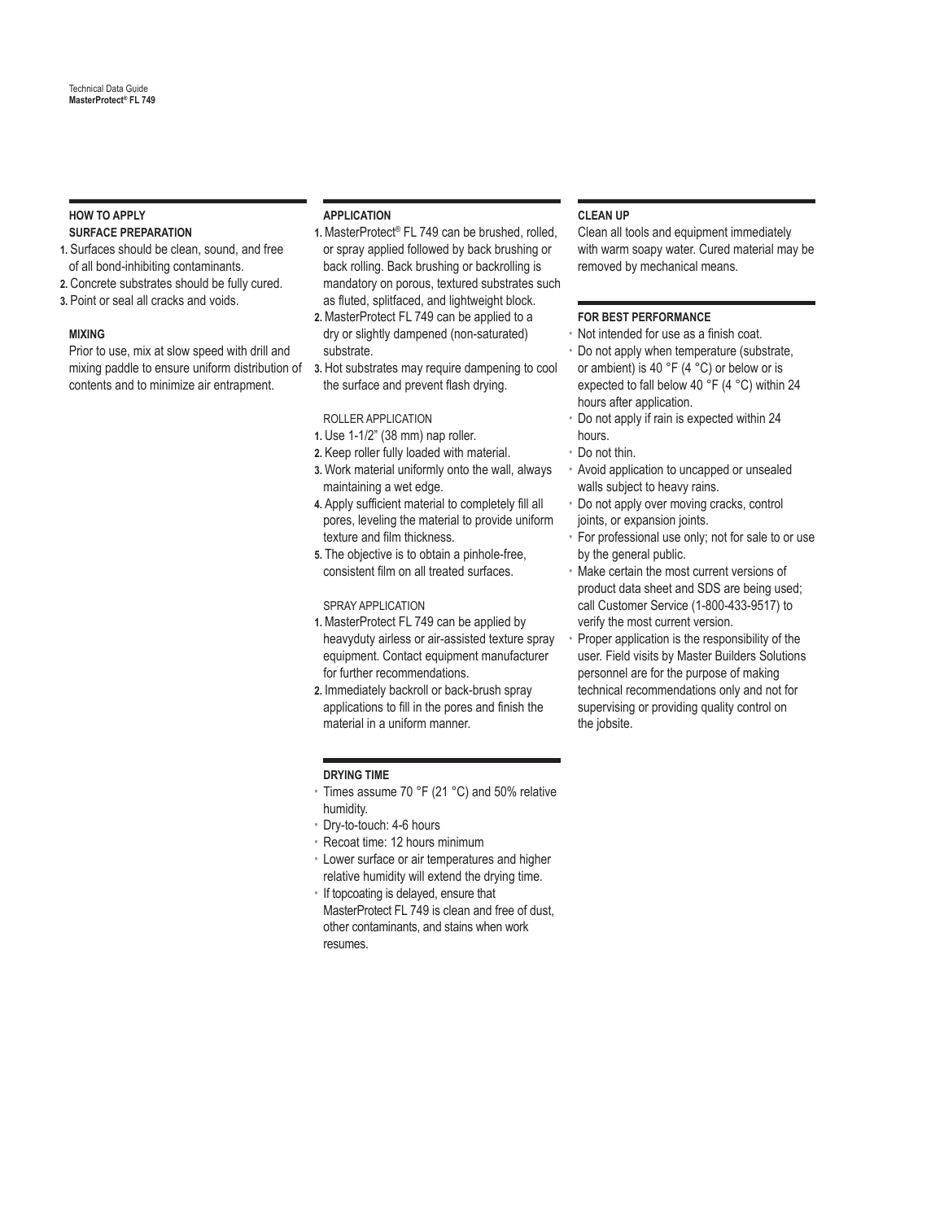## HOW TO APPLY

### SURFACE PREPARATION

1. Surfaces should be clean, sound, and free of all bond-inhibiting contaminants.
2. Concrete substrates should be fully cured.
3. Point or seal all cracks and voids.

### MIXING

Prior to use, mix at slow speed with drill and mixing paddle to ensure uniform distribution of contents and to minimize air entrapment.

## APPLICATION

1. MasterProtect® FL 749 can be brushed, rolled, or spray applied followed by back brushing or back rolling. Back brushing or backrolling is mandatory on porous, textured substrates such as fluted, splitfaced, and lightweight block.
2. MasterProtect FL 749 can be applied to a dry or slightly dampened (non-saturated) substrate.
3. Hot substrates may require dampening to cool the surface and prevent flash drying.

### ROLLER APPLICATION

1. Use 1-1/2" (38 mm) nap roller.
2. Keep roller fully loaded with material.
3. Work material uniformly onto the wall, always maintaining a wet edge.
4. Apply sufficient material to completely fill all pores, leveling the material to provide uniform texture and film thickness.
5. The objective is to obtain a pinhole-free, consistent film on all treated surfaces.

### SPRAY APPLICATION

1. MasterProtect FL 749 can be applied by heavyduty airless or air-assisted texture spray equipment. Contact equipment manufacturer for further recommendations.
2. Immediately backroll or back-brush spray applications to fill in the pores and finish the material in a uniform manner.

## DRYING TIME

- Times assume 70 °F (21 °C) and 50% relative humidity.
- Dry-to-touch: 4-6 hours
- Recoat time: 12 hours minimum
- Lower surface or air temperatures and higher relative humidity will extend the drying time.
- If topcoating is delayed, ensure that MasterProtect FL 749 is clean and free of dust, other contaminants, and stains when work resumes.

## CLEAN UP

Clean all tools and equipment immediately with warm soapy water. Cured material may be removed by mechanical means.

## FOR BEST PERFORMANCE

- Not intended for use as a finish coat.
- Do not apply when temperature (substrate, or ambient) is 40 °F (4 °C) or below or is expected to fall below 40 °F (4 °C) within 24 hours after application.
- Do not apply if rain is expected within 24 hours.
- Do not thin.
- Avoid application to uncapped or unsealed walls subject to heavy rains.
- Do not apply over moving cracks, control joints, or expansion joints.
- For professional use only; not for sale to or use by the general public.
- Make certain the most current versions of product data sheet and SDS are being used; call Customer Service (1-800-433-9517) to verify the most current version.
- Proper application is the responsibility of the user. Field visits by Master Builders Solutions personnel are for the purpose of making technical recommendations only and not for supervising or providing quality control on the jobsite.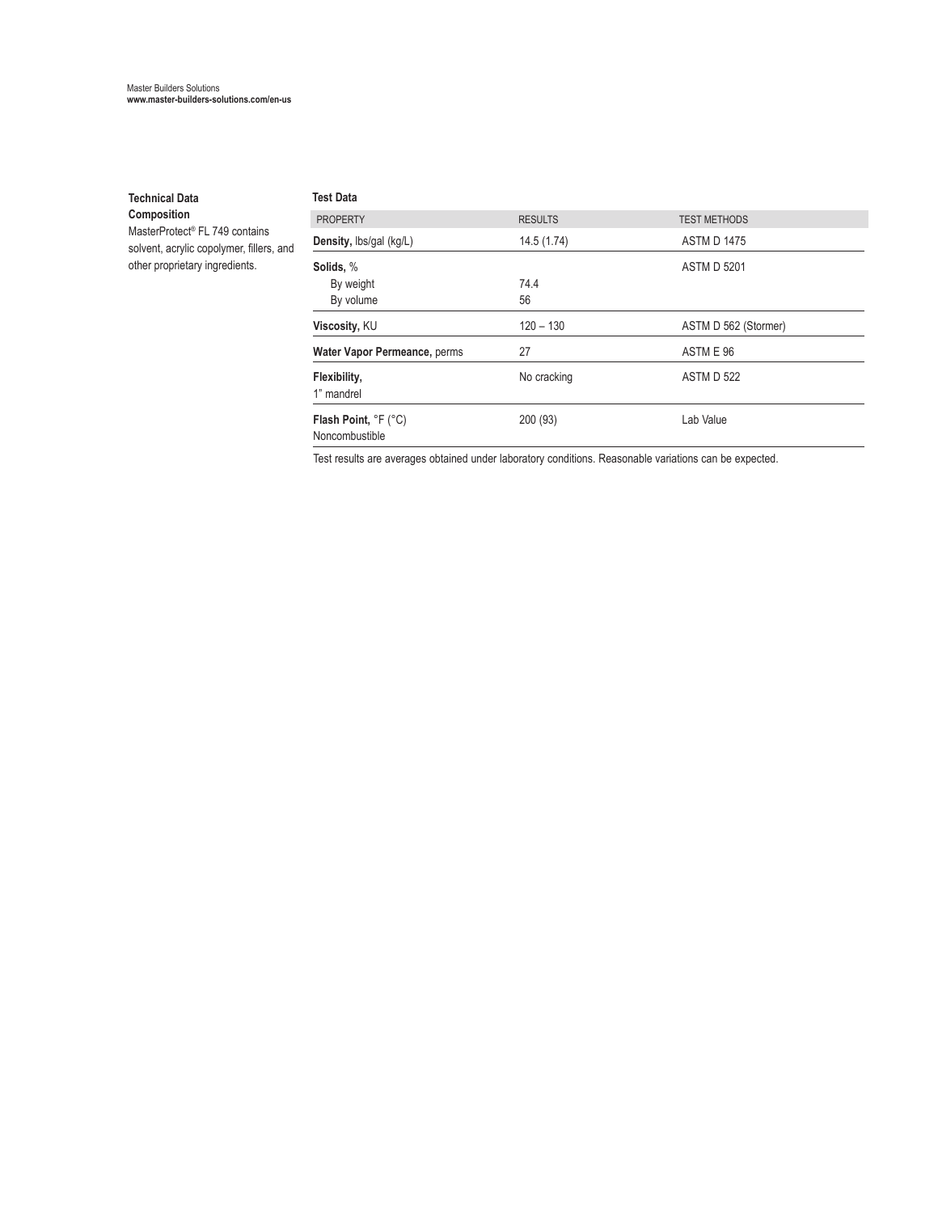## Technical Data

### Composition

MasterProtect® FL 749 contains solvent, acrylic copolymer, fillers, and other proprietary ingredients.

### Test Data

| PROPERTY | RESULTS | TEST METHODS |
|---|---|---|
| **Density,** lbs/gal (kg/L) | 14.5 (1.74) | ASTM D 1475 |
| **Solids,** % | | ASTM D 5201 |
| By weight | 74.4 | |
| By volume | 56 | |
| **Viscosity,** KU | 120 – 130 | ASTM D 562 (Stormer) |
| **Water Vapor Permeance,** perms | 27 | ASTM E 96 |
| **Flexibility,** 1" mandrel | No cracking | ASTM D 522 |
| **Flash Point,** °F (°C) Noncombustible | 200 (93) | Lab Value |

Test results are averages obtained under laboratory conditions. Reasonable variations can be expected.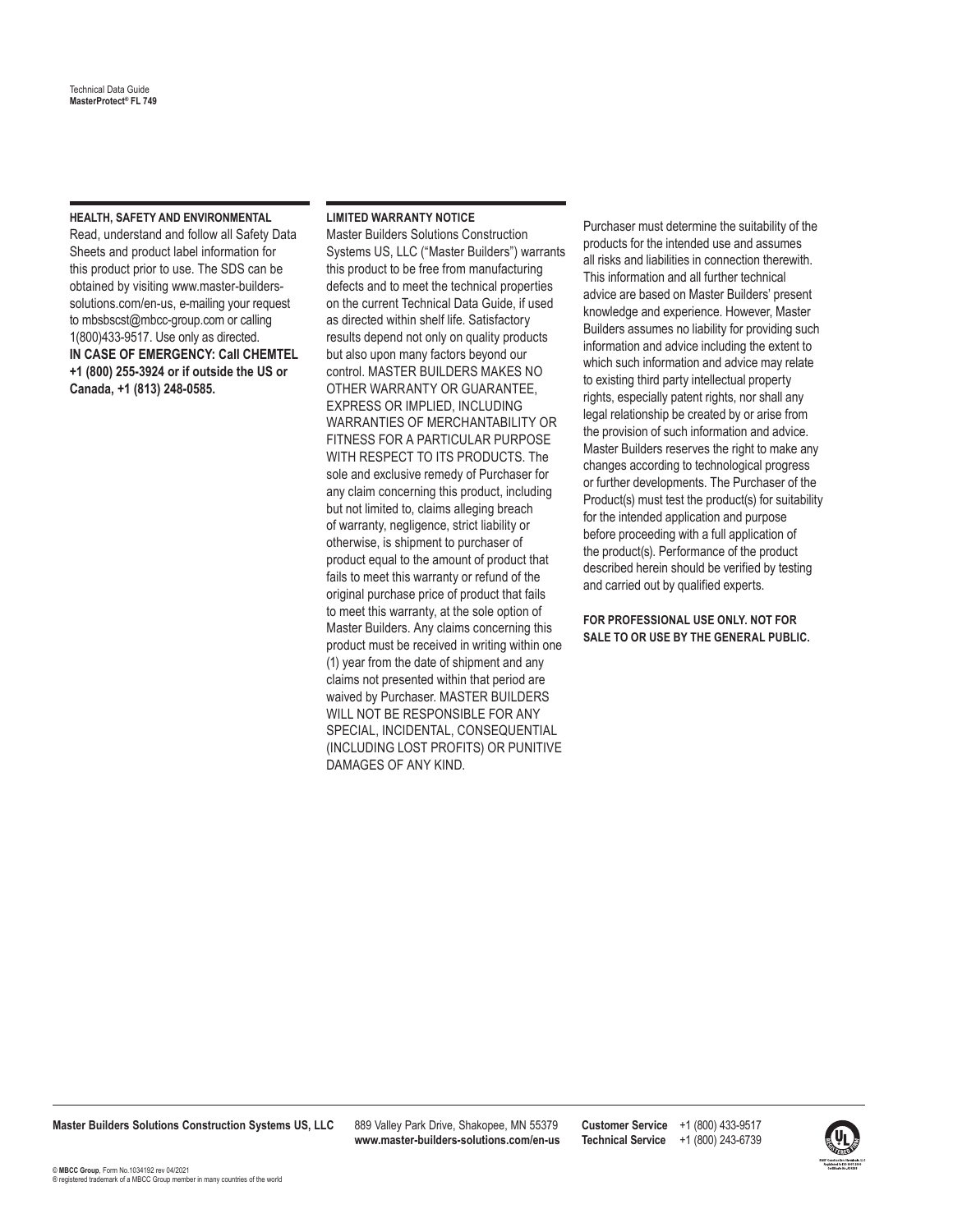## HEALTH, SAFETY AND ENVIRONMENTAL

Read, understand and follow all Safety Data Sheets and product label information for this product prior to use. The SDS can be obtained by visiting www.master-builders-solutions.com/en-us, e-mailing your request to mbsbscst@mbcc-group.com or calling 1(800)433-9517. Use only as directed.

**IN CASE OF EMERGENCY: Call CHEMTEL +1 (800) 255-3924 or if outside the US or Canada, +1 (813) 248-0585.**

## LIMITED WARRANTY NOTICE

Master Builders Solutions Construction Systems US, LLC ("Master Builders") warrants this product to be free from manufacturing defects and to meet the technical properties on the current Technical Data Guide, if used as directed within shelf life. Satisfactory results depend not only on quality products but also upon many factors beyond our control. MASTER BUILDERS MAKES NO OTHER WARRANTY OR GUARANTEE, EXPRESS OR IMPLIED, INCLUDING WARRANTIES OF MERCHANTABILITY OR FITNESS FOR A PARTICULAR PURPOSE WITH RESPECT TO ITS PRODUCTS. The sole and exclusive remedy of Purchaser for any claim concerning this product, including but not limited to, claims alleging breach of warranty, negligence, strict liability or otherwise, is shipment to purchaser of product equal to the amount of product that fails to meet this warranty or refund of the original purchase price of product that fails to meet this warranty, at the sole option of Master Builders. Any claims concerning this product must be received in writing within one (1) year from the date of shipment and any claims not presented within that period are waived by Purchaser. MASTER BUILDERS WILL NOT BE RESPONSIBLE FOR ANY SPECIAL, INCIDENTAL, CONSEQUENTIAL (INCLUDING LOST PROFITS) OR PUNITIVE DAMAGES OF ANY KIND.

Purchaser must determine the suitability of the products for the intended use and assumes all risks and liabilities in connection therewith. This information and all further technical advice are based on Master Builders' present knowledge and experience. However, Master Builders assumes no liability for providing such information and advice including the extent to which such information and advice may relate to existing third party intellectual property rights, especially patent rights, nor shall any legal relationship be created by or arise from the provision of such information and advice. Master Builders reserves the right to make any changes according to technological progress or further developments. The Purchaser of the Product(s) must test the product(s) for suitability for the intended application and purpose before proceeding with a full application of the product(s). Performance of the product described herein should be verified by testing and carried out by qualified experts.

**FOR PROFESSIONAL USE ONLY. NOT FOR SALE TO OR USE BY THE GENERAL PUBLIC.**

**Master Builders Solutions Construction Systems US, LLC**

889 Valley Park Drive, Shakopee, MN 55379
**www.master-builders-solutions.com/en-us**

**Customer Service** +1 (800) 433-9517
**Technical Service** +1 (800) 243-6739

© **MBCC Group**, Form No.1034192 rev 04/2021
® registered trademark of a MBCC Group member in many countries of the world